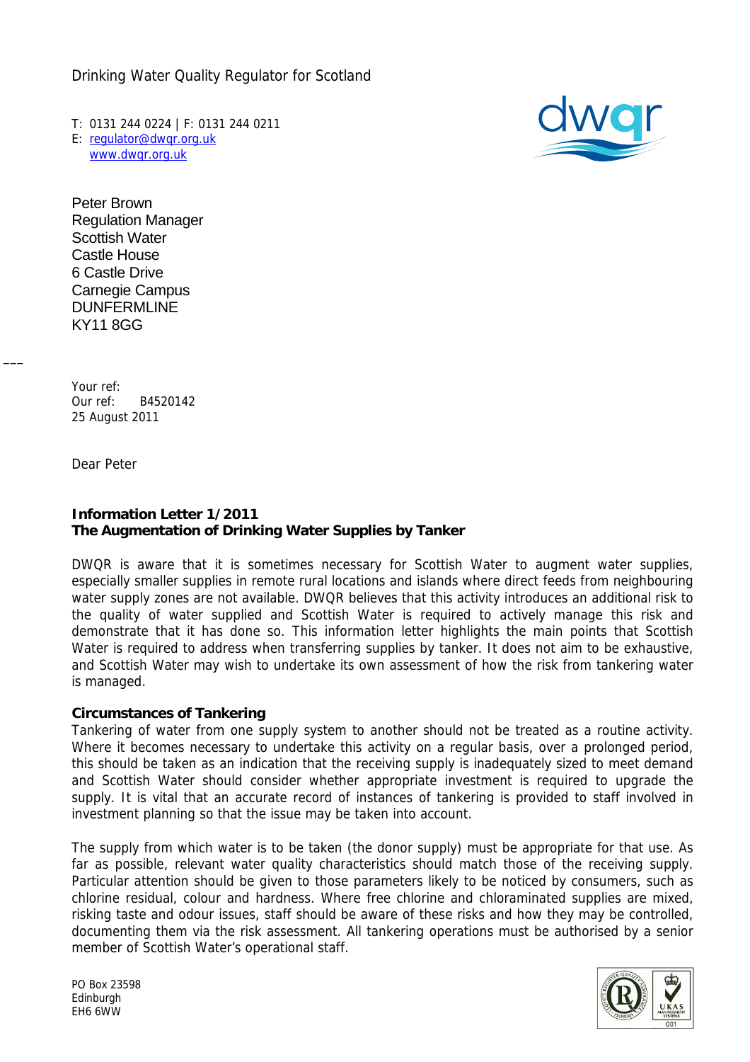Drinking Water Quality Regulator for Scotland

T: 0131 244 0224 | F: 0131 244 0211
E: [regulator@dwqr.org.uk](mailto:regulator@dwqr.org.uk)
[www.dwqr.org.uk](http://www.dwqr.org.uk)

Peter Brown
Regulation Manager
Scottish Water
Castle House
6 Castle Drive
Carnegie Campus
DUNFERMLINE
KY11 8GG

Your ref:
Our ref: B4520142
25 August 2011

Dear Peter

**Information Letter 1/2011**
**The Augmentation of Drinking Water Supplies by Tanker**

DWQR is aware that it is sometimes necessary for Scottish Water to augment water supplies, especially smaller supplies in remote rural locations and islands where direct feeds from neighbouring water supply zones are not available. DWQR believes that this activity introduces an additional risk to the quality of water supplied and Scottish Water is required to actively manage this risk and demonstrate that it has done so. This information letter highlights the main points that Scottish Water is required to address when transferring supplies by tanker. It does not aim to be exhaustive, and Scottish Water may wish to undertake its own assessment of how the risk from tankering water is managed.

**Circumstances of Tankering**

Tankering of water from one supply system to another should not be treated as a routine activity. Where it becomes necessary to undertake this activity on a regular basis, over a prolonged period, this should be taken as an indication that the receiving supply is inadequately sized to meet demand and Scottish Water should consider whether appropriate investment is required to upgrade the supply. It is vital that an accurate record of instances of tankering is provided to staff involved in investment planning so that the issue may be taken into account.

The supply from which water is to be taken (the donor supply) must be appropriate for that use. As far as possible, relevant water quality characteristics should match those of the receiving supply. Particular attention should be given to those parameters likely to be noticed by consumers, such as chlorine residual, colour and hardness. Where free chlorine and chloraminated supplies are mixed, risking taste and odour issues, staff should be aware of these risks and how they may be controlled, documenting them via the risk assessment. All tankering operations must be authorised by a senior member of Scottish Water's operational staff.

PO Box 23598
Edinburgh
EH6 6WW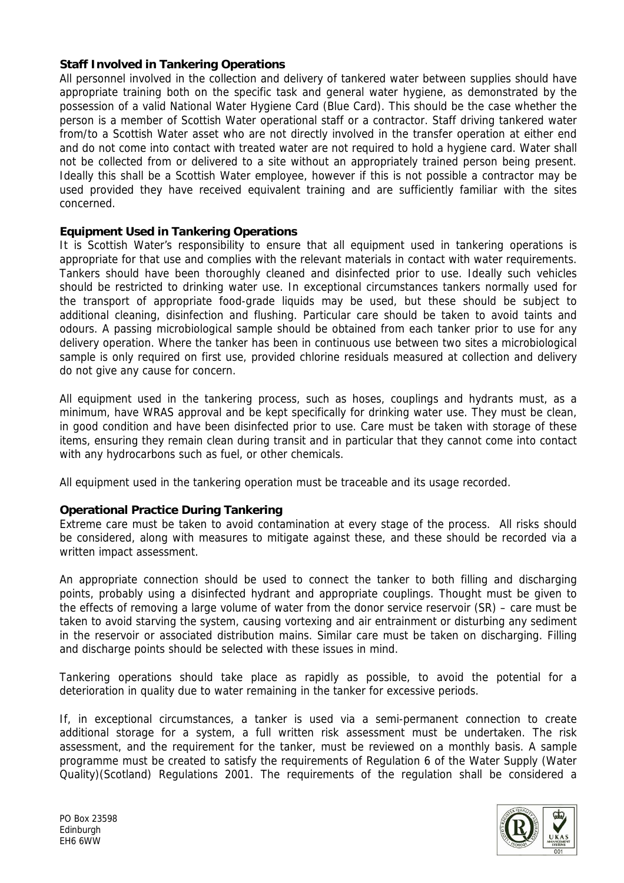### Staff Involved in Tankering Operations

All personnel involved in the collection and delivery of tankered water between supplies should have appropriate training both on the specific task and general water hygiene, as demonstrated by the possession of a valid National Water Hygiene Card (Blue Card). This should be the case whether the person is a member of Scottish Water operational staff or a contractor. Staff driving tankered water from/to a Scottish Water asset who are not directly involved in the transfer operation at either end and do not come into contact with treated water are not required to hold a hygiene card. Water shall not be collected from or delivered to a site without an appropriately trained person being present. Ideally this shall be a Scottish Water employee, however if this is not possible a contractor may be used provided they have received equivalent training and are sufficiently familiar with the sites concerned.

### Equipment Used in Tankering Operations

It is Scottish Water's responsibility to ensure that all equipment used in tankering operations is appropriate for that use and complies with the relevant materials in contact with water requirements. Tankers should have been thoroughly cleaned and disinfected prior to use. Ideally such vehicles should be restricted to drinking water use. In exceptional circumstances tankers normally used for the transport of appropriate food-grade liquids may be used, but these should be subject to additional cleaning, disinfection and flushing. Particular care should be taken to avoid taints and odours. A passing microbiological sample should be obtained from each tanker prior to use for any delivery operation. Where the tanker has been in continuous use between two sites a microbiological sample is only required on first use, provided chlorine residuals measured at collection and delivery do not give any cause for concern.

All equipment used in the tankering process, such as hoses, couplings and hydrants must, as a minimum, have WRAS approval and be kept specifically for drinking water use. They must be clean, in good condition and have been disinfected prior to use. Care must be taken with storage of these items, ensuring they remain clean during transit and in particular that they cannot come into contact with any hydrocarbons such as fuel, or other chemicals.

All equipment used in the tankering operation must be traceable and its usage recorded.

### Operational Practice During Tankering

Extreme care must be taken to avoid contamination at every stage of the process. All risks should be considered, along with measures to mitigate against these, and these should be recorded via a written impact assessment.

An appropriate connection should be used to connect the tanker to both filling and discharging points, probably using a disinfected hydrant and appropriate couplings. Thought must be given to the effects of removing a large volume of water from the donor service reservoir (SR) – care must be taken to avoid starving the system, causing vortexing and air entrainment or disturbing any sediment in the reservoir or associated distribution mains. Similar care must be taken on discharging. Filling and discharge points should be selected with these issues in mind.

Tankering operations should take place as rapidly as possible, to avoid the potential for a deterioration in quality due to water remaining in the tanker for excessive periods.

If, in exceptional circumstances, a tanker is used via a semi-permanent connection to create additional storage for a system, a full written risk assessment must be undertaken. The risk assessment, and the requirement for the tanker, must be reviewed on a monthly basis. A sample programme must be created to satisfy the requirements of Regulation 6 of the Water Supply (Water Quality)(Scotland) Regulations 2001. The requirements of the regulation shall be considered a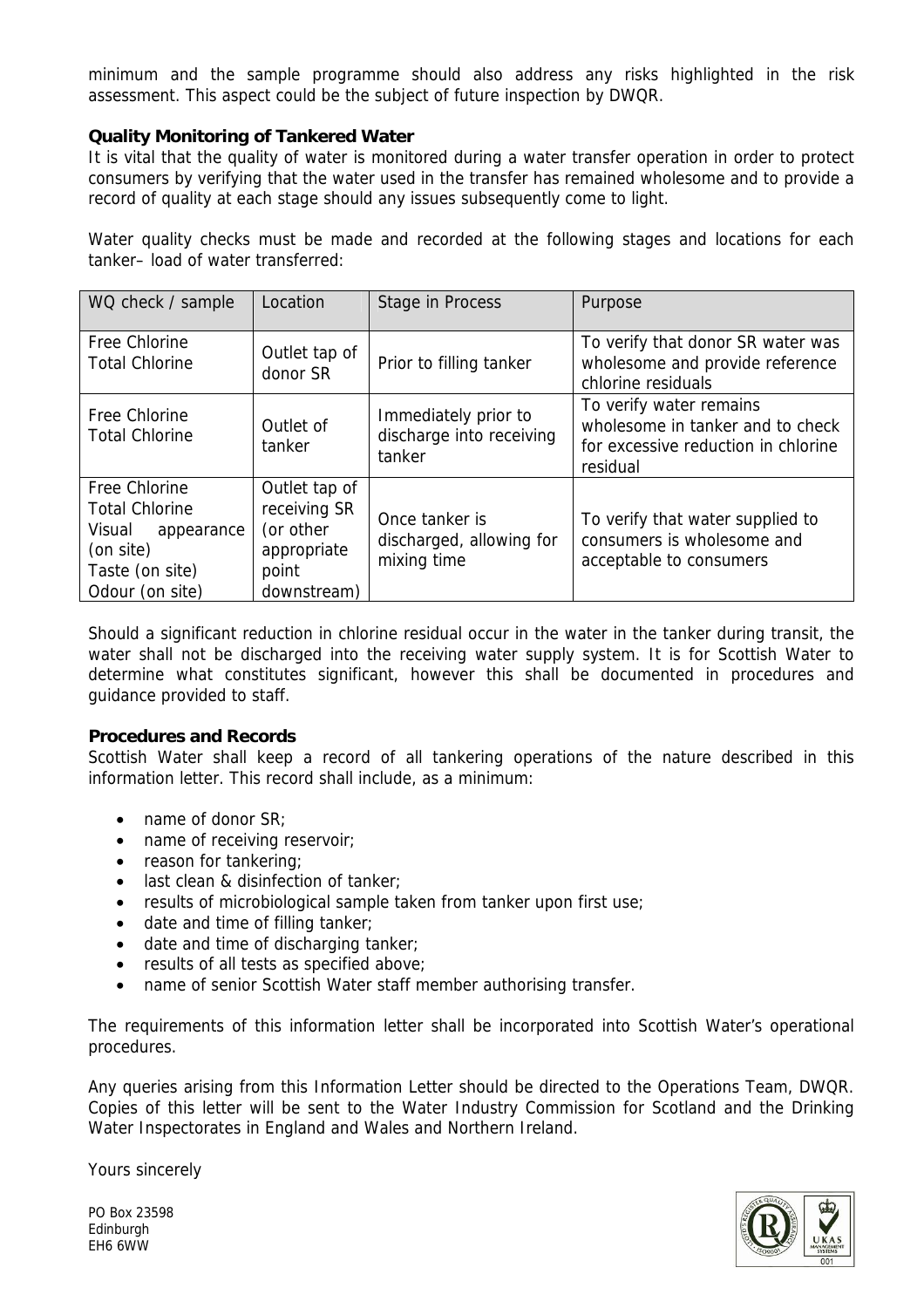minimum and the sample programme should also address any risks highlighted in the risk assessment. This aspect could be the subject of future inspection by DWQR.

**Quality Monitoring of Tankered Water**

It is vital that the quality of water is monitored during a water transfer operation in order to protect consumers by verifying that the water used in the transfer has remained wholesome and to provide a record of quality at each stage should any issues subsequently come to light.

Water quality checks must be made and recorded at the following stages and locations for each tanker– load of water transferred:

| WQ check / sample | Location | Stage in Process | Purpose |
|---|---|---|---|
| Free Chlorine<br>Total Chlorine | Outlet tap of donor SR | Prior to filling tanker | To verify that donor SR water was wholesome and provide reference chlorine residuals |
| Free Chlorine<br>Total Chlorine | Outlet of tanker | Immediately prior to discharge into receiving tanker | To verify water remains wholesome in tanker and to check for excessive reduction in chlorine residual |
| Free Chlorine<br>Total Chlorine<br>Visual appearance (on site)<br>Taste (on site)<br>Odour (on site) | Outlet tap of receiving SR (or other appropriate point downstream) | Once tanker is discharged, allowing for mixing time | To verify that water supplied to consumers is wholesome and acceptable to consumers |

Should a significant reduction in chlorine residual occur in the water in the tanker during transit, the water shall not be discharged into the receiving water supply system. It is for Scottish Water to determine what constitutes significant, however this shall be documented in procedures and guidance provided to staff.

**Procedures and Records**

Scottish Water shall keep a record of all tankering operations of the nature described in this information letter. This record shall include, as a minimum:

- name of donor SR;
- name of receiving reservoir;
- reason for tankering;
- last clean & disinfection of tanker;
- results of microbiological sample taken from tanker upon first use;
- date and time of filling tanker;
- date and time of discharging tanker;
- results of all tests as specified above;
- name of senior Scottish Water staff member authorising transfer.

The requirements of this information letter shall be incorporated into Scottish Water's operational procedures.

Any queries arising from this Information Letter should be directed to the Operations Team, DWQR. Copies of this letter will be sent to the Water Industry Commission for Scotland and the Drinking Water Inspectorates in England and Wales and Northern Ireland.

Yours sincerely

PO Box 23598
Edinburgh
EH6 6WW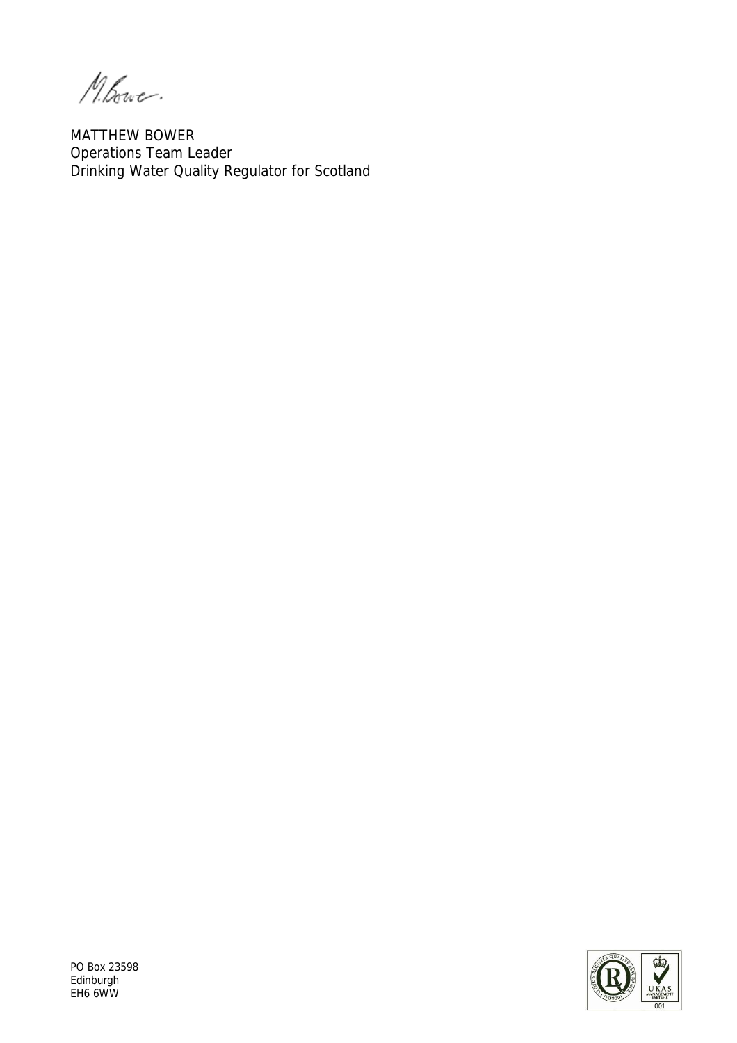M.Bowe.

MATTHEW BOWER
Operations Team Leader
Drinking Water Quality Regulator for Scotland

PO Box 23598
Edinburgh
EH6 6WW